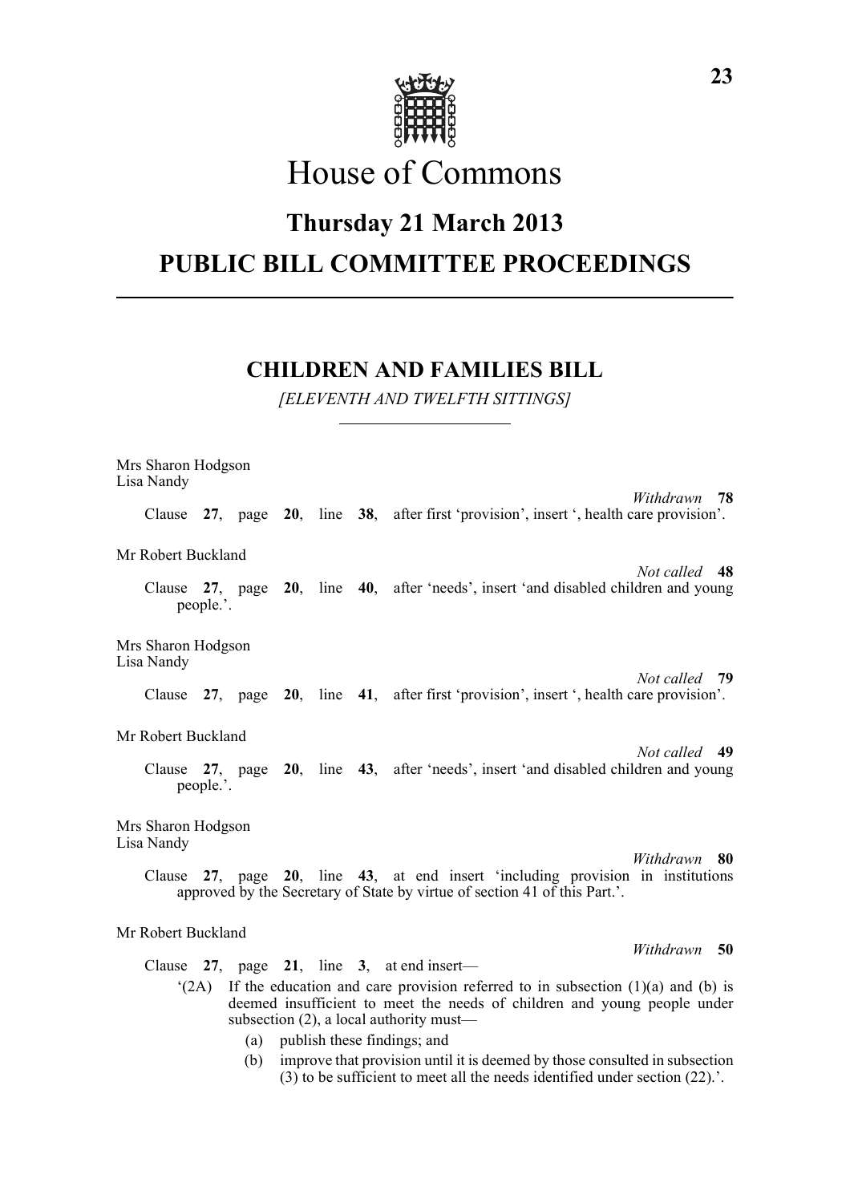# House of Commons

## Thursday 21 March 2013

## PUBLIC BILL COMMITTEE PROCEEDINGS

### CHILDREN AND FAMILIES BILL

*[ELEVENTH AND TWELFTH SITTINGS]*

Mrs Sharon Hodgson
Lisa Nandy

*Withdrawn* **78**

Clause **27**, page **20**, line **38**, after first 'provision', insert ', health care provision'.

Mr Robert Buckland

*Not called* **48**

Clause **27**, page **20**, line **40**, after 'needs', insert 'and disabled children and young people.'.

Mrs Sharon Hodgson
Lisa Nandy

*Not called* **79**

Clause **27**, page **20**, line **41**, after first 'provision', insert ', health care provision'.

Mr Robert Buckland

*Not called* **49**

Clause **27**, page **20**, line **43**, after 'needs', insert 'and disabled children and young people.'.

Mrs Sharon Hodgson
Lisa Nandy

*Withdrawn* **80**

Clause **27**, page **20**, line **43**, at end insert 'including provision in institutions approved by the Secretary of State by virtue of section 41 of this Part.'.

Mr Robert Buckland

*Withdrawn* **50**

Clause **27**, page **21**, line **3**, at end insert—

'(2A) If the education and care provision referred to in subsection (1)(a) and (b) is deemed insufficient to meet the needs of children and young people under subsection (2), a local authority must—

(a) publish these findings; and

(b) improve that provision until it is deemed by those consulted in subsection (3) to be sufficient to meet all the needs identified under section (22).'.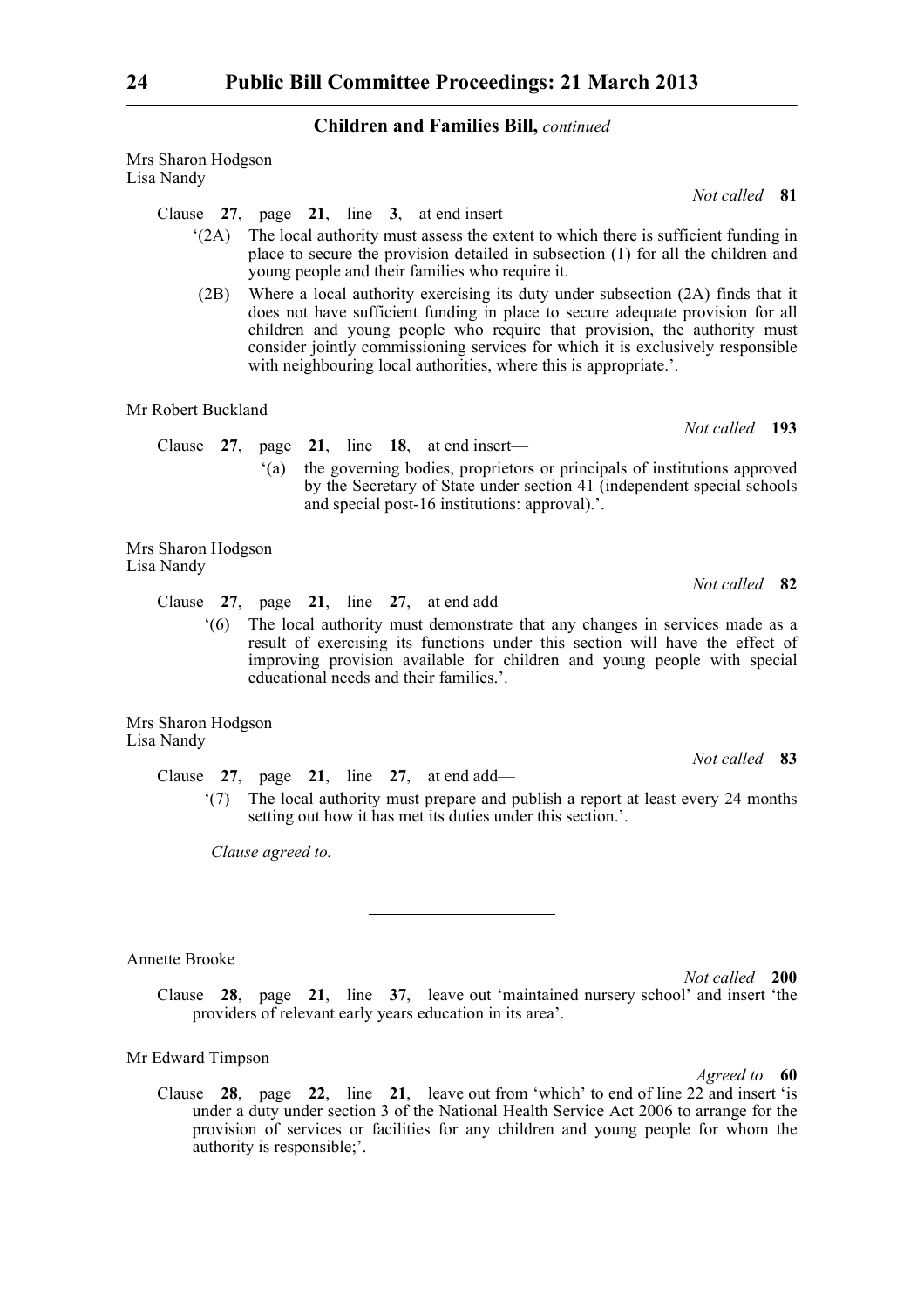Mrs Sharon Hodgson
Lisa Nandy

*Not called* **81**

Clause **27**, page **21**, line **3**, at end insert—

'(2A) The local authority must assess the extent to which there is sufficient funding in place to secure the provision detailed in subsection (1) for all the children and young people and their families who require it.

(2B) Where a local authority exercising its duty under subsection (2A) finds that it does not have sufficient funding in place to secure adequate provision for all children and young people who require that provision, the authority must consider jointly commissioning services for which it is exclusively responsible with neighbouring local authorities, where this is appropriate.'.

Mr Robert Buckland

*Not called* **193**

Clause **27**, page **21**, line **18**, at end insert—

'(a) the governing bodies, proprietors or principals of institutions approved by the Secretary of State under section 41 (independent special schools and special post-16 institutions: approval).'.

Mrs Sharon Hodgson
Lisa Nandy

*Not called* **82**

Clause **27**, page **21**, line **27**, at end add—

'(6) The local authority must demonstrate that any changes in services made as a result of exercising its functions under this section will have the effect of improving provision available for children and young people with special educational needs and their families.'.

Mrs Sharon Hodgson
Lisa Nandy

*Not called* **83**

Clause **27**, page **21**, line **27**, at end add—

'(7) The local authority must prepare and publish a report at least every 24 months setting out how it has met its duties under this section.'.

*Clause agreed to.*

---

Annette Brooke

*Not called* **200**

Clause **28**, page **21**, line **37**, leave out 'maintained nursery school' and insert 'the providers of relevant early years education in its area'.

Mr Edward Timpson

*Agreed to* **60**

Clause **28**, page **22**, line **21**, leave out from 'which' to end of line 22 and insert 'is under a duty under section 3 of the National Health Service Act 2006 to arrange for the provision of services or facilities for any children and young people for whom the authority is responsible;'.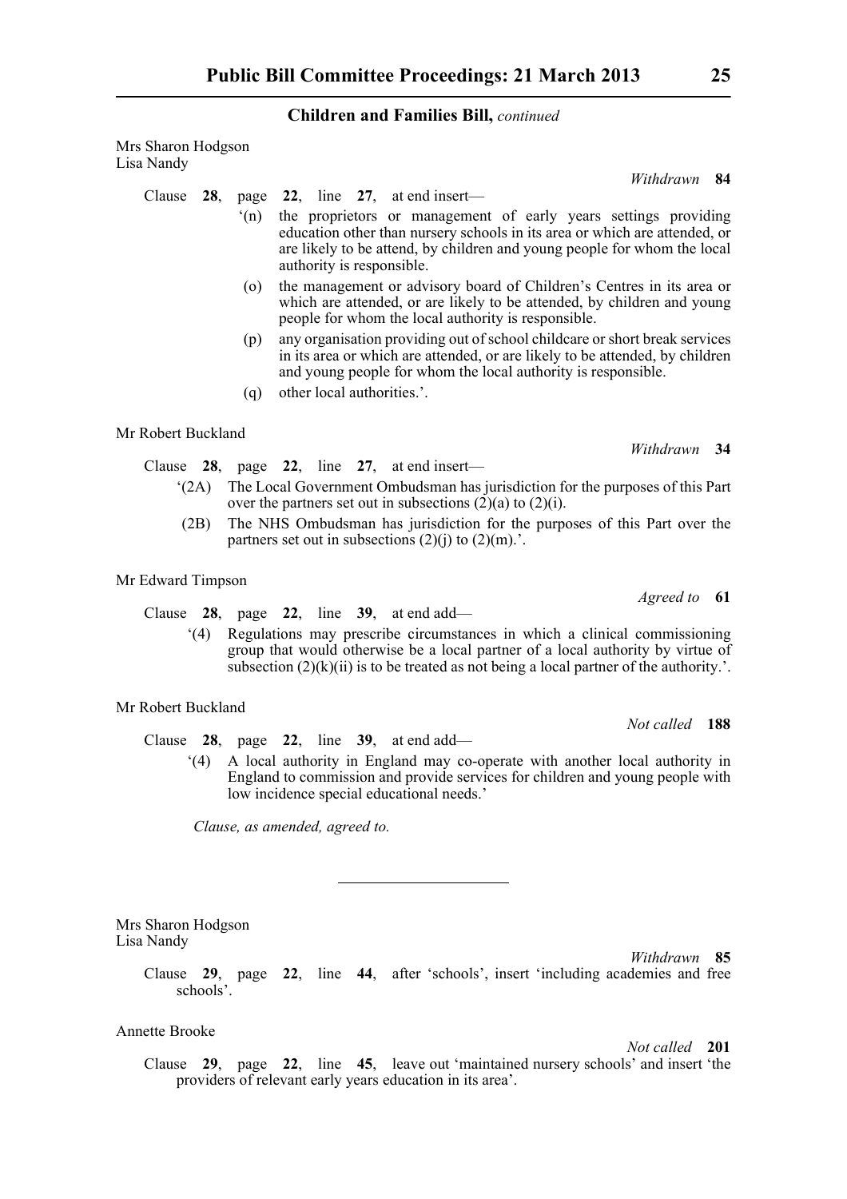**Children and Families Bill,** *continued*

Mrs Sharon Hodgson
Lisa Nandy

*Withdrawn* **84**

Clause **28**, page **22**, line **27**, at end insert—

'(n) the proprietors or management of early years settings providing education other than nursery schools in its area or which are attended, or are likely to be attend, by children and young people for whom the local authority is responsible.

(o) the management or advisory board of Children's Centres in its area or which are attended, or are likely to be attended, by children and young people for whom the local authority is responsible.

(p) any organisation providing out of school childcare or short break services in its area or which are attended, or are likely to be attended, by children and young people for whom the local authority is responsible.

(q) other local authorities.'.

Mr Robert Buckland

*Withdrawn* **34**

Clause **28**, page **22**, line **27**, at end insert—

'(2A) The Local Government Ombudsman has jurisdiction for the purposes of this Part over the partners set out in subsections (2)(a) to (2)(i).

(2B) The NHS Ombudsman has jurisdiction for the purposes of this Part over the partners set out in subsections (2)(j) to (2)(m).'.

Mr Edward Timpson

*Agreed to* **61**

Clause **28**, page **22**, line **39**, at end add—

'(4) Regulations may prescribe circumstances in which a clinical commissioning group that would otherwise be a local partner of a local authority by virtue of subsection (2)(k)(ii) is to be treated as not being a local partner of the authority.'.

Mr Robert Buckland

*Not called* **188**

Clause **28**, page **22**, line **39**, at end add—

'(4) A local authority in England may co-operate with another local authority in England to commission and provide services for children and young people with low incidence special educational needs.'

*Clause, as amended, agreed to.*

---

Mrs Sharon Hodgson
Lisa Nandy

*Withdrawn* **85**

Clause **29**, page **22**, line **44**, after 'schools', insert 'including academies and free schools'.

Annette Brooke

*Not called* **201**

Clause **29**, page **22**, line **45**, leave out 'maintained nursery schools' and insert 'the providers of relevant early years education in its area'.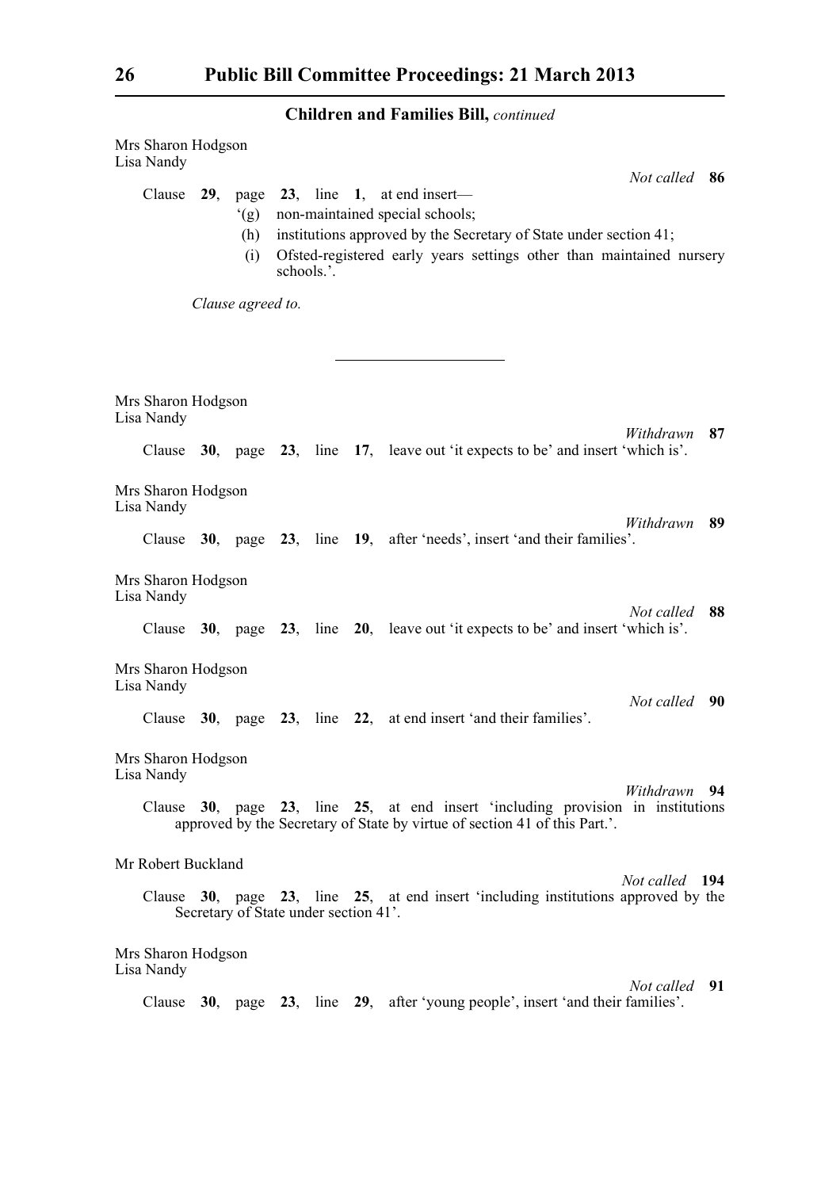**Children and Families Bill,** *continued*

Mrs Sharon Hodgson
Lisa Nandy

*Not called* **86**

Clause **29**, page **23**, line **1**, at end insert—

'(g) non-maintained special schools;

(h) institutions approved by the Secretary of State under section 41;

(i) Ofsted-registered early years settings other than maintained nursery schools.'.

*Clause agreed to.*

---

Mrs Sharon Hodgson
Lisa Nandy

*Withdrawn* **87**

Clause **30**, page **23**, line **17**, leave out 'it expects to be' and insert 'which is'.

Mrs Sharon Hodgson
Lisa Nandy

*Withdrawn* **89**

Clause **30**, page **23**, line **19**, after 'needs', insert 'and their families'.

Mrs Sharon Hodgson
Lisa Nandy

*Not called* **88**

Clause **30**, page **23**, line **20**, leave out 'it expects to be' and insert 'which is'.

Mrs Sharon Hodgson
Lisa Nandy

*Not called* **90**

Clause **30**, page **23**, line **22**, at end insert 'and their families'.

Mrs Sharon Hodgson
Lisa Nandy

*Withdrawn* **94**

Clause **30**, page **23**, line **25**, at end insert 'including provision in institutions approved by the Secretary of State by virtue of section 41 of this Part.'.

Mr Robert Buckland

*Not called* **194**

Clause **30**, page **23**, line **25**, at end insert 'including institutions approved by the Secretary of State under section 41'.

Mrs Sharon Hodgson
Lisa Nandy

*Not called* **91**

Clause **30**, page **23**, line **29**, after 'young people', insert 'and their families'.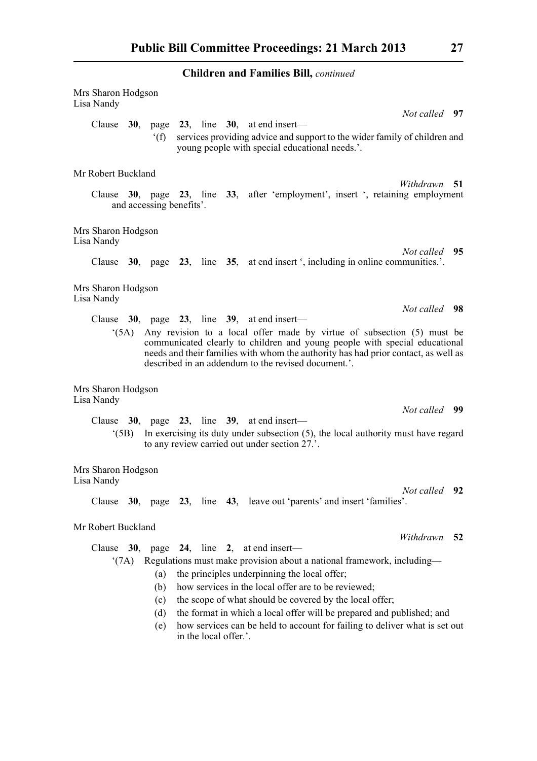### Children and Families Bill, *continued*

Mrs Sharon Hodgson
Lisa Nandy

*Not called* **97**

Clause **30**, page **23**, line **30**, at end insert—

‘(f) services providing advice and support to the wider family of children and young people with special educational needs.’.

Mr Robert Buckland

*Withdrawn* **51**

Clause **30**, page **23**, line **33**, after ‘employment’, insert ‘, retaining employment and accessing benefits’.

Mrs Sharon Hodgson
Lisa Nandy

*Not called* **95**

Clause **30**, page **23**, line **35**, at end insert ‘, including in online communities.’.

Mrs Sharon Hodgson
Lisa Nandy

*Not called* **98**

Clause **30**, page **23**, line **39**, at end insert—

‘(5A) Any revision to a local offer made by virtue of subsection (5) must be communicated clearly to children and young people with special educational needs and their families with whom the authority has had prior contact, as well as described in an addendum to the revised document.’.

Mrs Sharon Hodgson
Lisa Nandy

*Not called* **99**

Clause **30**, page **23**, line **39**, at end insert—

‘(5B) In exercising its duty under subsection (5), the local authority must have regard to any review carried out under section 27.’.

Mrs Sharon Hodgson
Lisa Nandy

*Not called* **92**

Clause **30**, page **23**, line **43**, leave out ‘parents’ and insert ‘families’.

Mr Robert Buckland

*Withdrawn* **52**

Clause **30**, page **24**, line **2**, at end insert—

‘(7A) Regulations must make provision about a national framework, including—

(a) the principles underpinning the local offer;

(b) how services in the local offer are to be reviewed;

(c) the scope of what should be covered by the local offer;

(d) the format in which a local offer will be prepared and published; and

(e) how services can be held to account for failing to deliver what is set out in the local offer.’.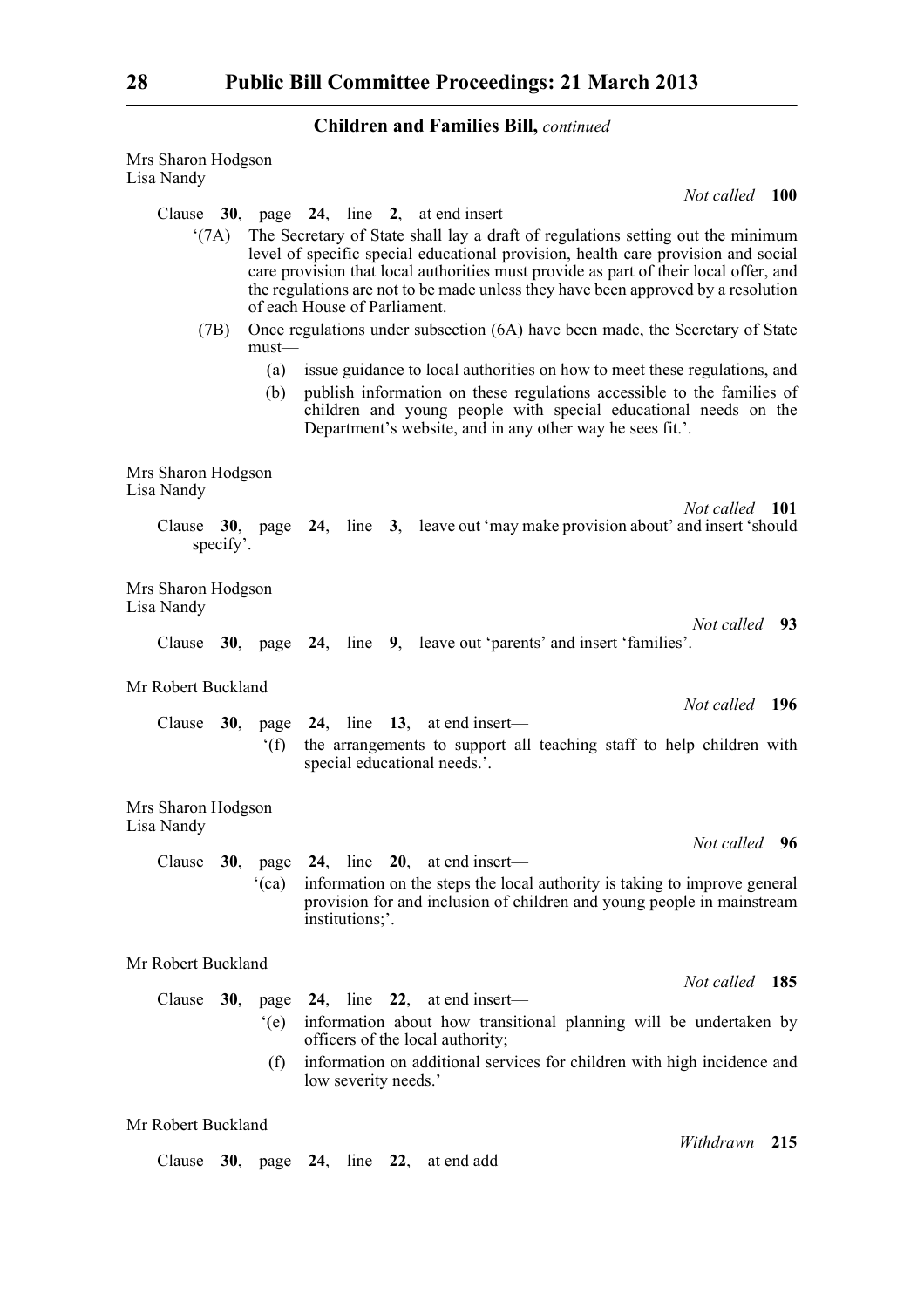**Children and Families Bill,** *continued*

Mrs Sharon Hodgson
Lisa Nandy

*Not called* **100**

Clause **30**, page **24**, line **2**, at end insert—

'(7A) The Secretary of State shall lay a draft of regulations setting out the minimum level of specific special educational provision, health care provision and social care provision that local authorities must provide as part of their local offer, and the regulations are not to be made unless they have been approved by a resolution of each House of Parliament.

(7B) Once regulations under subsection (6A) have been made, the Secretary of State must—

(a) issue guidance to local authorities on how to meet these regulations, and

(b) publish information on these regulations accessible to the families of children and young people with special educational needs on the Department's website, and in any other way he sees fit.'.

Mrs Sharon Hodgson
Lisa Nandy

*Not called* **101**

Clause **30**, page **24**, line **3**, leave out 'may make provision about' and insert 'should specify'.

Mrs Sharon Hodgson
Lisa Nandy

*Not called* **93**

Clause **30**, page **24**, line **9**, leave out 'parents' and insert 'families'.

Mr Robert Buckland

*Not called* **196**

Clause **30**, page **24**, line **13**, at end insert—

'(f) the arrangements to support all teaching staff to help children with special educational needs.'.

Mrs Sharon Hodgson
Lisa Nandy

*Not called* **96**

Clause **30**, page **24**, line **20**, at end insert—

'(ca) information on the steps the local authority is taking to improve general provision for and inclusion of children and young people in mainstream institutions;'.

Mr Robert Buckland

*Not called* **185**

Clause **30**, page **24**, line **22**, at end insert—

'(e) information about how transitional planning will be undertaken by officers of the local authority;

(f) information on additional services for children with high incidence and low severity needs.'

Mr Robert Buckland

*Withdrawn* **215**

Clause **30**, page **24**, line **22**, at end add—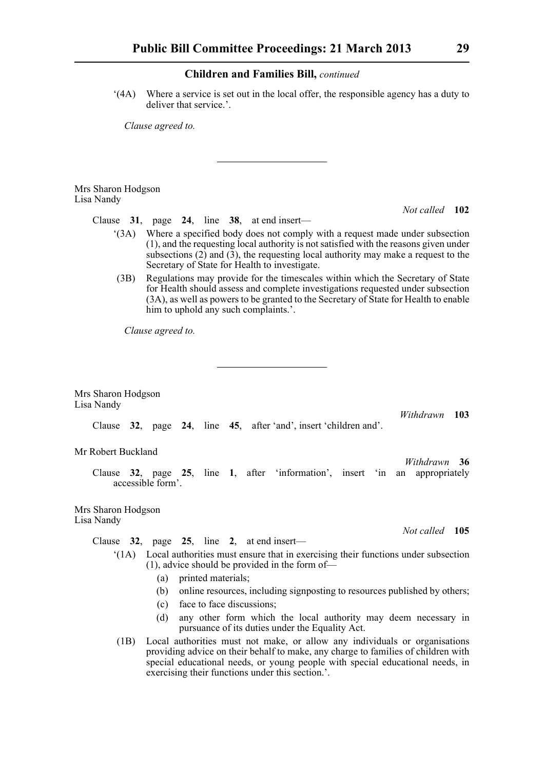**Children and Families Bill,** *continued*

'(4A) Where a service is set out in the local offer, the responsible agency has a duty to deliver that service.'.

*Clause agreed to.*

---

Mrs Sharon Hodgson
Lisa Nandy

*Not called* **102**

Clause **31**, page **24**, line **38**, at end insert—

'(3A) Where a specified body does not comply with a request made under subsection (1), and the requesting local authority is not satisfied with the reasons given under subsections (2) and (3), the requesting local authority may make a request to the Secretary of State for Health to investigate.

(3B) Regulations may provide for the timescales within which the Secretary of State for Health should assess and complete investigations requested under subsection (3A), as well as powers to be granted to the Secretary of State for Health to enable him to uphold any such complaints.'.

*Clause agreed to.*

---

Mrs Sharon Hodgson
Lisa Nandy

*Withdrawn* **103**

Clause **32**, page **24**, line **45**, after 'and', insert 'children and'.

Mr Robert Buckland

*Withdrawn* **36**

Clause **32**, page **25**, line **1**, after 'information', insert 'in an appropriately accessible form'.

Mrs Sharon Hodgson
Lisa Nandy

*Not called* **105**

Clause **32**, page **25**, line **2**, at end insert—

'(1A) Local authorities must ensure that in exercising their functions under subsection (1), advice should be provided in the form of—

(a) printed materials;

(b) online resources, including signposting to resources published by others;

(c) face to face discussions;

(d) any other form which the local authority may deem necessary in pursuance of its duties under the Equality Act.

(1B) Local authorities must not make, or allow any individuals or organisations providing advice on their behalf to make, any charge to families of children with special educational needs, or young people with special educational needs, in exercising their functions under this section.'.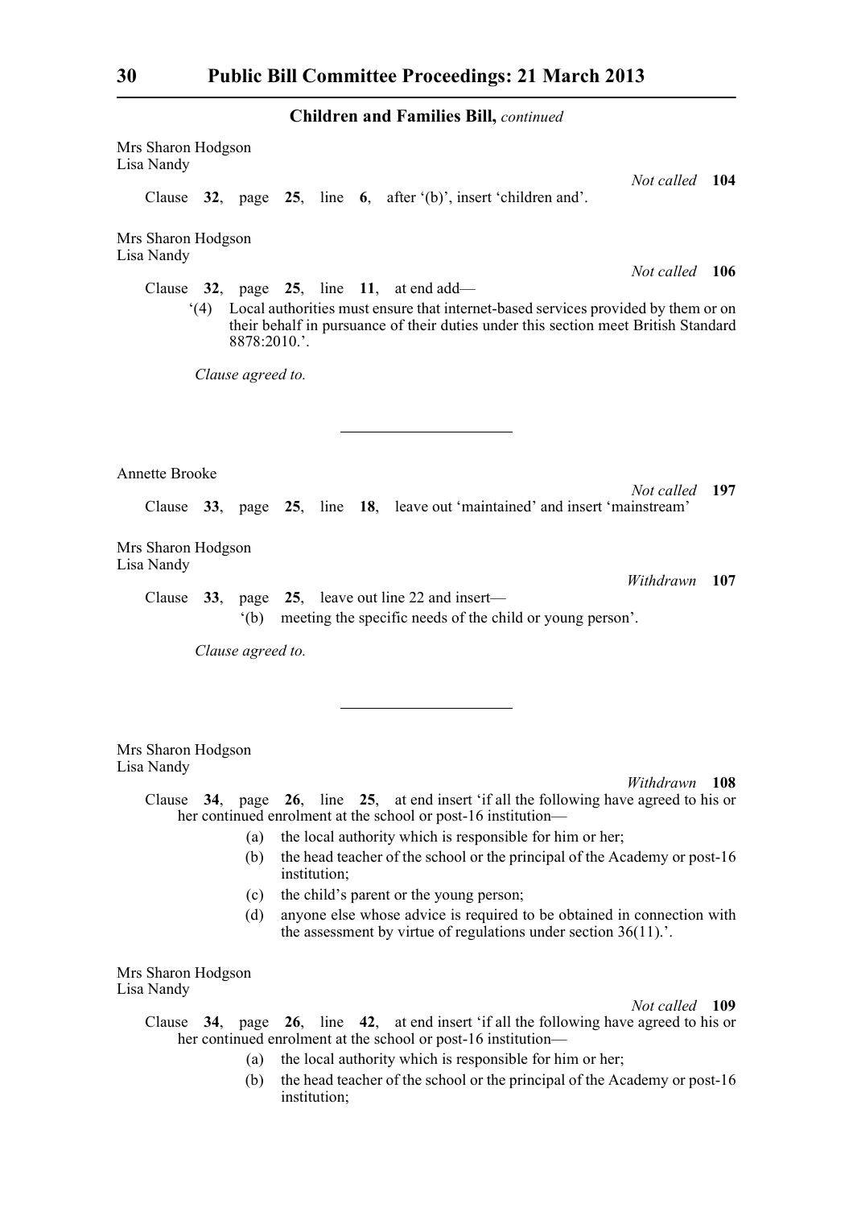**Children and Families Bill,** *continued*

Mrs Sharon Hodgson
Lisa Nandy

*Not called* **104**

Clause **32**, page **25**, line **6**, after '(b)', insert 'children and'.

Mrs Sharon Hodgson
Lisa Nandy

*Not called* **106**

Clause **32**, page **25**, line **11**, at end add—

'(4) Local authorities must ensure that internet-based services provided by them or on their behalf in pursuance of their duties under this section meet British Standard 8878:2010.'.

*Clause agreed to.*

---

Annette Brooke

*Not called* **197**

Clause **33**, page **25**, line **18**, leave out 'maintained' and insert 'mainstream'

Mrs Sharon Hodgson
Lisa Nandy

*Withdrawn* **107**

Clause **33**, page **25**, leave out line 22 and insert—

'(b) meeting the specific needs of the child or young person'.

*Clause agreed to.*

---

Mrs Sharon Hodgson
Lisa Nandy

*Withdrawn* **108**

Clause **34**, page **26**, line **25**, at end insert 'if all the following have agreed to his or her continued enrolment at the school or post-16 institution—

(a) the local authority which is responsible for him or her;

(b) the head teacher of the school or the principal of the Academy or post-16 institution;

(c) the child's parent or the young person;

(d) anyone else whose advice is required to be obtained in connection with the assessment by virtue of regulations under section 36(11).'.

Mrs Sharon Hodgson
Lisa Nandy

*Not called* **109**

Clause **34**, page **26**, line **42**, at end insert 'if all the following have agreed to his or her continued enrolment at the school or post-16 institution—

(a) the local authority which is responsible for him or her;

(b) the head teacher of the school or the principal of the Academy or post-16 institution;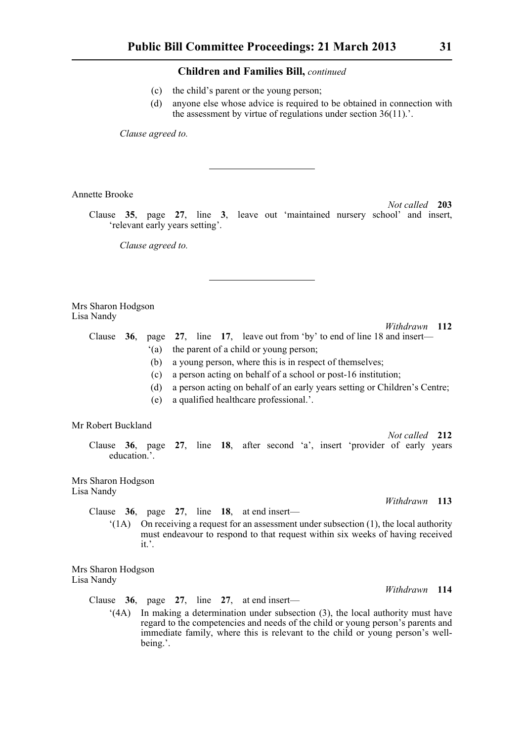**Children and Families Bill,** *continued*

(c) the child's parent or the young person;

(d) anyone else whose advice is required to be obtained in connection with the assessment by virtue of regulations under section 36(11).'.

*Clause agreed to.*

---

Annette Brooke

*Not called* **203**

Clause **35**, page **27**, line **3**, leave out 'maintained nursery school' and insert, 'relevant early years setting'.

*Clause agreed to.*

---

Mrs Sharon Hodgson
Lisa Nandy

*Withdrawn* **112**

Clause **36**, page **27**, line **17**, leave out from 'by' to end of line 18 and insert—

'(a) the parent of a child or young person;

(b) a young person, where this is in respect of themselves;

(c) a person acting on behalf of a school or post-16 institution;

(d) a person acting on behalf of an early years setting or Children's Centre;

(e) a qualified healthcare professional.'.

Mr Robert Buckland

*Not called* **212**

Clause **36**, page **27**, line **18**, after second 'a', insert 'provider of early years education.'.

Mrs Sharon Hodgson
Lisa Nandy

*Withdrawn* **113**

Clause **36**, page **27**, line **18**, at end insert—

'(1A) On receiving a request for an assessment under subsection (1), the local authority must endeavour to respond to that request within six weeks of having received it.'.

Mrs Sharon Hodgson
Lisa Nandy

*Withdrawn* **114**

Clause **36**, page **27**, line **27**, at end insert—

'(4A) In making a determination under subsection (3), the local authority must have regard to the competencies and needs of the child or young person's parents and immediate family, where this is relevant to the child or young person's well-being.'.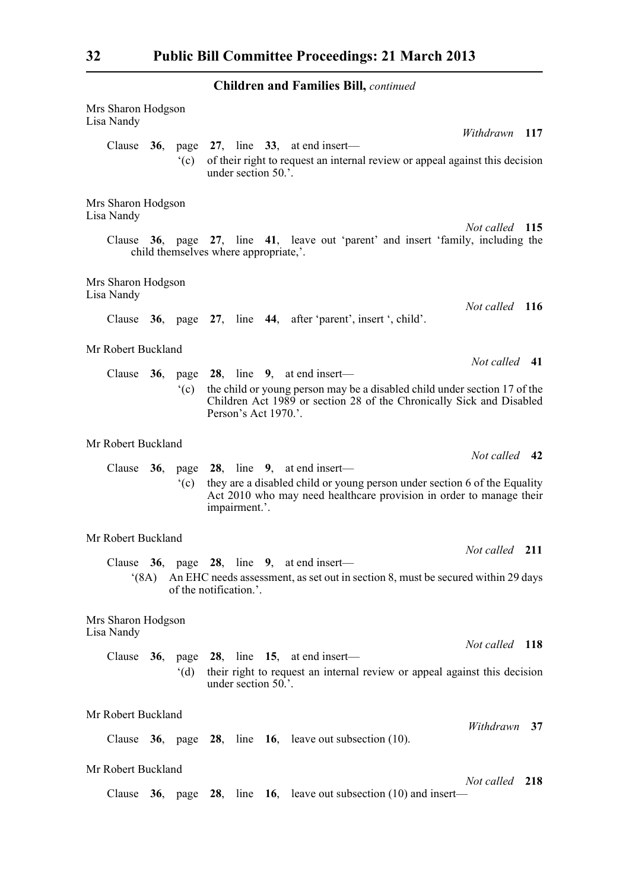**Children and Families Bill,** *continued*

Mrs Sharon Hodgson
Lisa Nandy

*Withdrawn* **117**

Clause **36**, page **27**, line **33**, at end insert—

'(c) of their right to request an internal review or appeal against this decision under section 50.'.

Mrs Sharon Hodgson
Lisa Nandy

*Not called* **115**

Clause **36**, page **27**, line **41**, leave out 'parent' and insert 'family, including the child themselves where appropriate,'.

Mrs Sharon Hodgson
Lisa Nandy

*Not called* **116**

Clause **36**, page **27**, line **44**, after 'parent', insert ', child'.

Mr Robert Buckland

*Not called* **41**

Clause **36**, page **28**, line **9**, at end insert—

'(c) the child or young person may be a disabled child under section 17 of the Children Act 1989 or section 28 of the Chronically Sick and Disabled Person's Act 1970.'.

Mr Robert Buckland

*Not called* **42**

Clause **36**, page **28**, line **9**, at end insert—

'(c) they are a disabled child or young person under section 6 of the Equality Act 2010 who may need healthcare provision in order to manage their impairment.'.

Mr Robert Buckland

*Not called* **211**

Clause **36**, page **28**, line **9**, at end insert—

'(8A) An EHC needs assessment, as set out in section 8, must be secured within 29 days of the notification.'.

Mrs Sharon Hodgson
Lisa Nandy

*Not called* **118**

Clause **36**, page **28**, line **15**, at end insert—

'(d) their right to request an internal review or appeal against this decision under section 50.'.

Mr Robert Buckland

*Withdrawn* **37**

Clause **36**, page **28**, line **16**, leave out subsection (10).

Mr Robert Buckland

*Not called* **218**

Clause **36**, page **28**, line **16**, leave out subsection (10) and insert—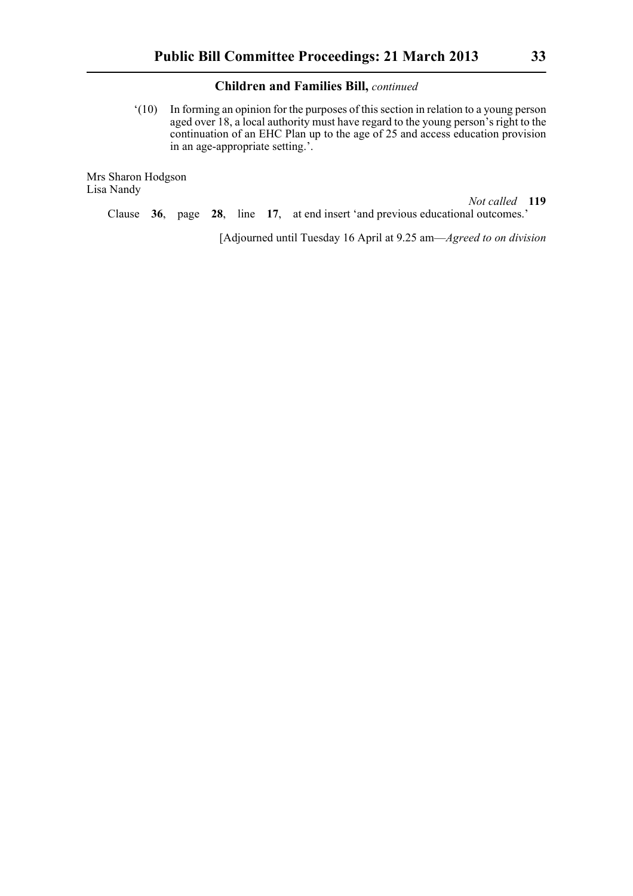**Children and Families Bill,** *continued*

‘(10) In forming an opinion for the purposes of this section in relation to a young person aged over 18, a local authority must have regard to the young person’s right to the continuation of an EHC Plan up to the age of 25 and access education provision in an age-appropriate setting.’.

Mrs Sharon Hodgson
Lisa Nandy

*Not called* **119**

Clause **36**, page **28**, line **17**, at end insert ‘and previous educational outcomes.’

[Adjourned until Tuesday 16 April at 9.25 am—*Agreed to on division*